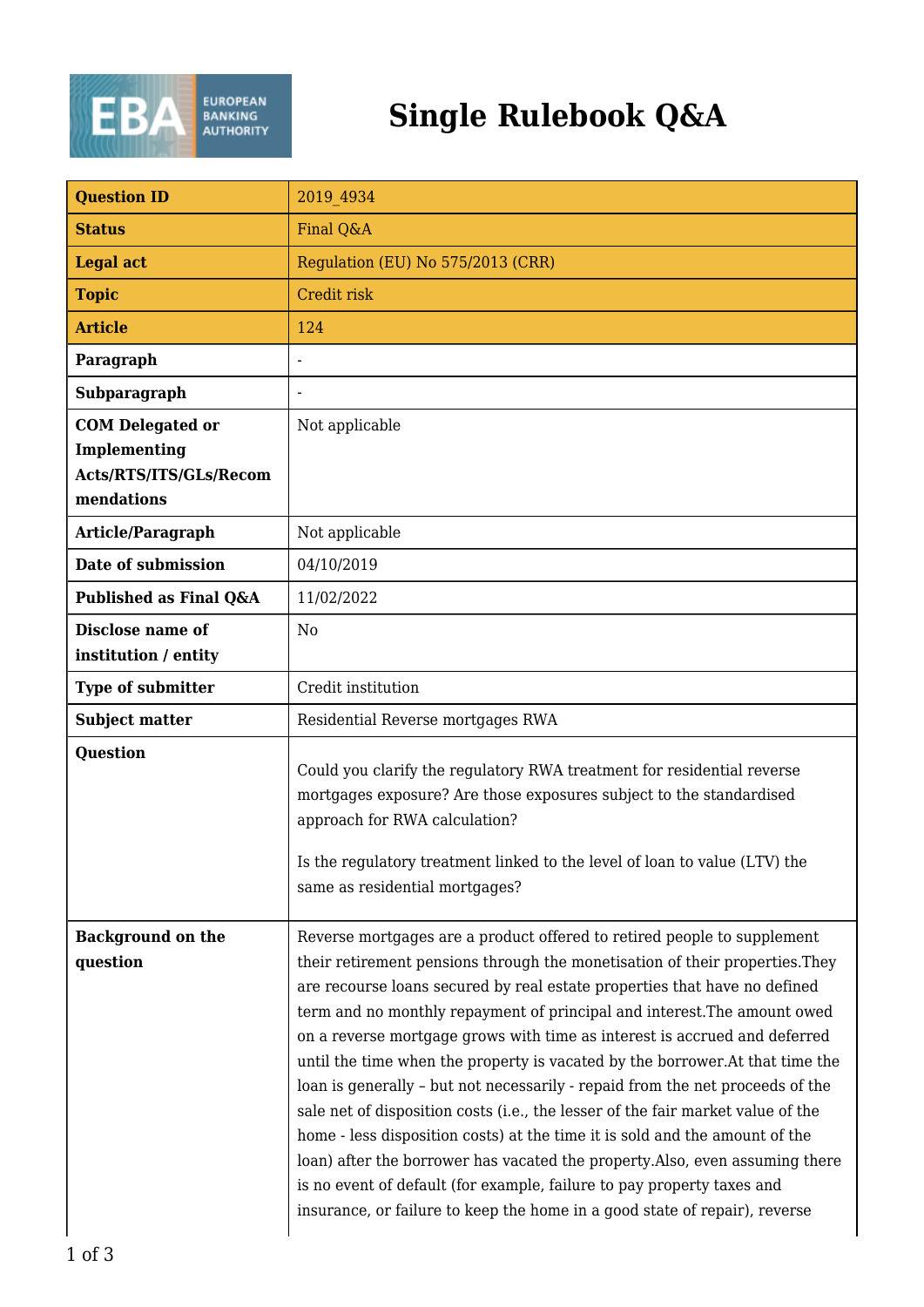# Single Rulebook Q&A

| Question ID | 2019_4934 |
|---|---|
| Status | Final Q&A |
| Legal act | Regulation (EU) No 575/2013 (CRR) |
| Topic | Credit risk |
| Article | 124 |
| Paragraph | - |
| Subparagraph | - |
| COM Delegated or Implementing Acts/RTS/ITS/GLs/Recommendations | Not applicable |
| Article/Paragraph | Not applicable |
| Date of submission | 04/10/2019 |
| Published as Final Q&A | 11/02/2022 |
| Disclose name of institution / entity | No |
| Type of submitter | Credit institution |
| Subject matter | Residential Reverse mortgages RWA |
| Question | Could you clarify the regulatory RWA treatment for residential reverse mortgages exposure? Are those exposures subject to the standardised approach for RWA calculation?<br><br>Is the regulatory treatment linked to the level of loan to value (LTV) the same as residential mortgages? |
| Background on the question | Reverse mortgages are a product offered to retired people to supplement their retirement pensions through the monetisation of their properties.They are recourse loans secured by real estate properties that have no defined term and no monthly repayment of principal and interest.The amount owed on a reverse mortgage grows with time as interest is accrued and deferred until the time when the property is vacated by the borrower.At that time the loan is generally – but not necessarily - repaid from the net proceeds of the sale net of disposition costs (i.e., the lesser of the fair market value of the home - less disposition costs) at the time it is sold and the amount of the loan) after the borrower has vacated the property.Also, even assuming there is no event of default (for example, failure to pay property taxes and insurance, or failure to keep the home in a good state of repair), reverse |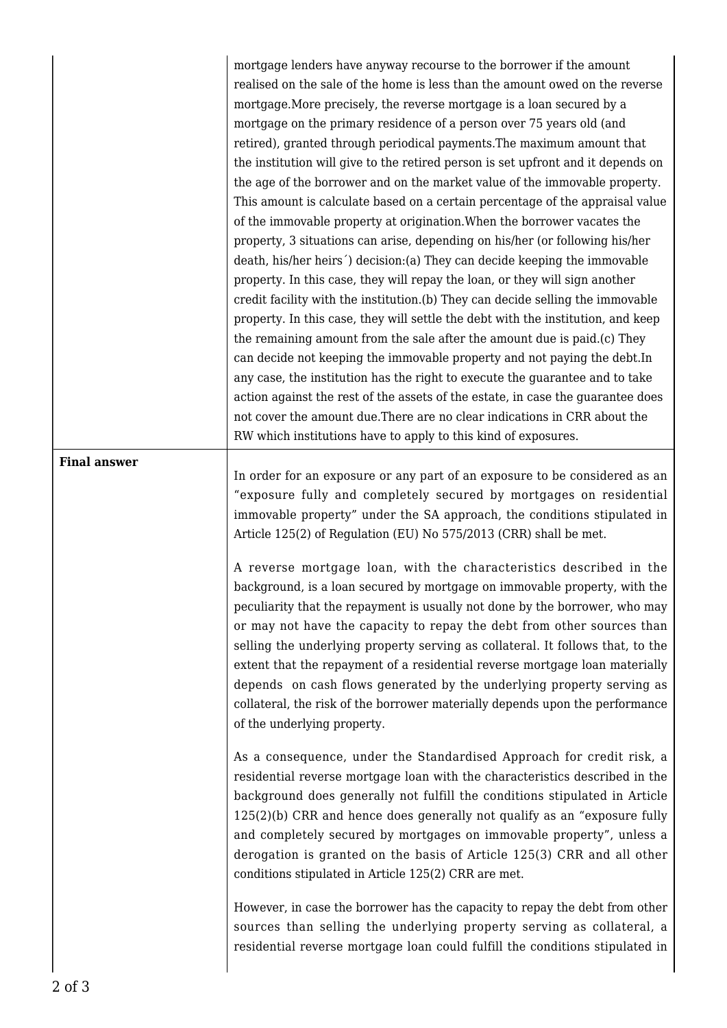| | |
|---|---|
| | mortgage lenders have anyway recourse to the borrower if the amount realised on the sale of the home is less than the amount owed on the reverse mortgage.More precisely, the reverse mortgage is a loan secured by a mortgage on the primary residence of a person over 75 years old (and retired), granted through periodical payments.The maximum amount that the institution will give to the retired person is set upfront and it depends on the age of the borrower and on the market value of the immovable property. This amount is calculate based on a certain percentage of the appraisal value of the immovable property at origination.When the borrower vacates the property, 3 situations can arise, depending on his/her (or following his/her death, his/her heirs´) decision:(a) They can decide keeping the immovable property. In this case, they will repay the loan, or they will sign another credit facility with the institution.(b) They can decide selling the immovable property. In this case, they will settle the debt with the institution, and keep the remaining amount from the sale after the amount due is paid.(c) They can decide not keeping the immovable property and not paying the debt.In any case, the institution has the right to execute the guarantee and to take action against the rest of the assets of the estate, in case the guarantee does not cover the amount due.There are no clear indications in CRR about the RW which institutions have to apply to this kind of exposures. |
| **Final answer** | In order for an exposure or any part of an exposure to be considered as an "exposure fully and completely secured by mortgages on residential immovable property" under the SA approach, the conditions stipulated in Article 125(2) of Regulation (EU) No 575/2013 (CRR) shall be met.<br><br>A reverse mortgage loan, with the characteristics described in the background, is a loan secured by mortgage on immovable property, with the peculiarity that the repayment is usually not done by the borrower, who may or may not have the capacity to repay the debt from other sources than selling the underlying property serving as collateral. It follows that, to the extent that the repayment of a residential reverse mortgage loan materially depends on cash flows generated by the underlying property serving as collateral, the risk of the borrower materially depends upon the performance of the underlying property.<br><br>As a consequence, under the Standardised Approach for credit risk, a residential reverse mortgage loan with the characteristics described in the background does generally not fulfill the conditions stipulated in Article 125(2)(b) CRR and hence does generally not qualify as an "exposure fully and completely secured by mortgages on immovable property", unless a derogation is granted on the basis of Article 125(3) CRR and all other conditions stipulated in Article 125(2) CRR are met.<br><br>However, in case the borrower has the capacity to repay the debt from other sources than selling the underlying property serving as collateral, a residential reverse mortgage loan could fulfill the conditions stipulated in |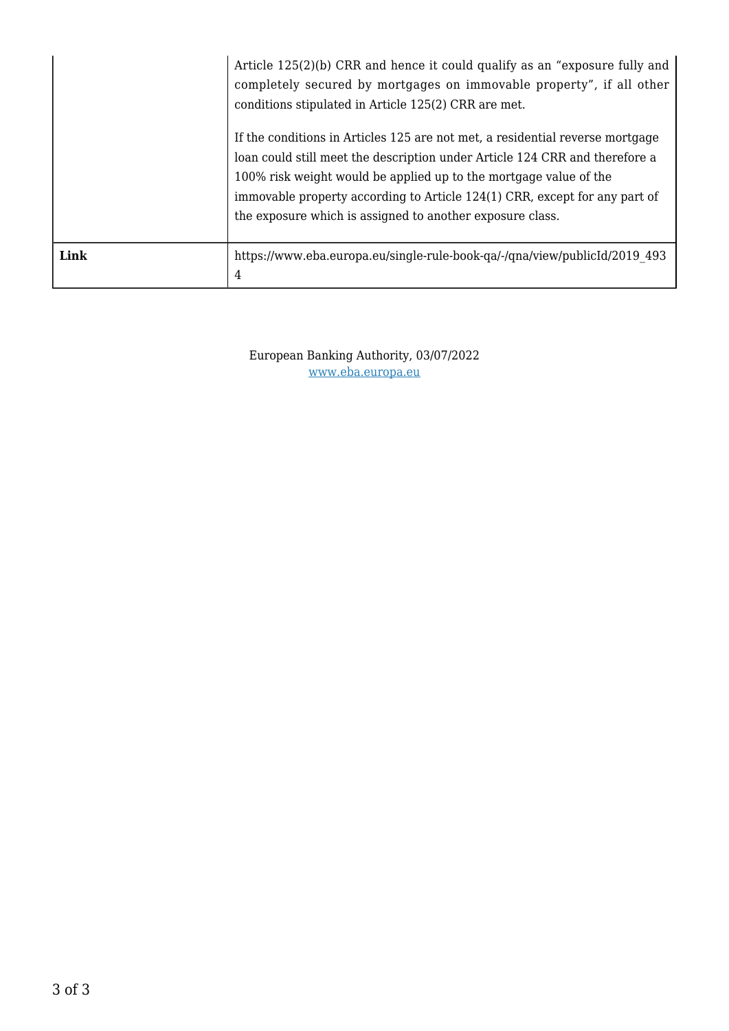| | |
|---|---|
| | Article 125(2)(b) CRR and hence it could qualify as an "exposure fully and completely secured by mortgages on immovable property", if all other conditions stipulated in Article 125(2) CRR are met.<br><br>If the conditions in Articles 125 are not met, a residential reverse mortgage loan could still meet the description under Article 124 CRR and therefore a 100% risk weight would be applied up to the mortgage value of the immovable property according to Article 124(1) CRR, except for any part of the exposure which is assigned to another exposure class. |
| **Link** | https://www.eba.europa.eu/single-rule-book-qa/-/qna/view/publicId/2019_4934 |

European Banking Authority, 03/07/2022
www.eba.europa.eu